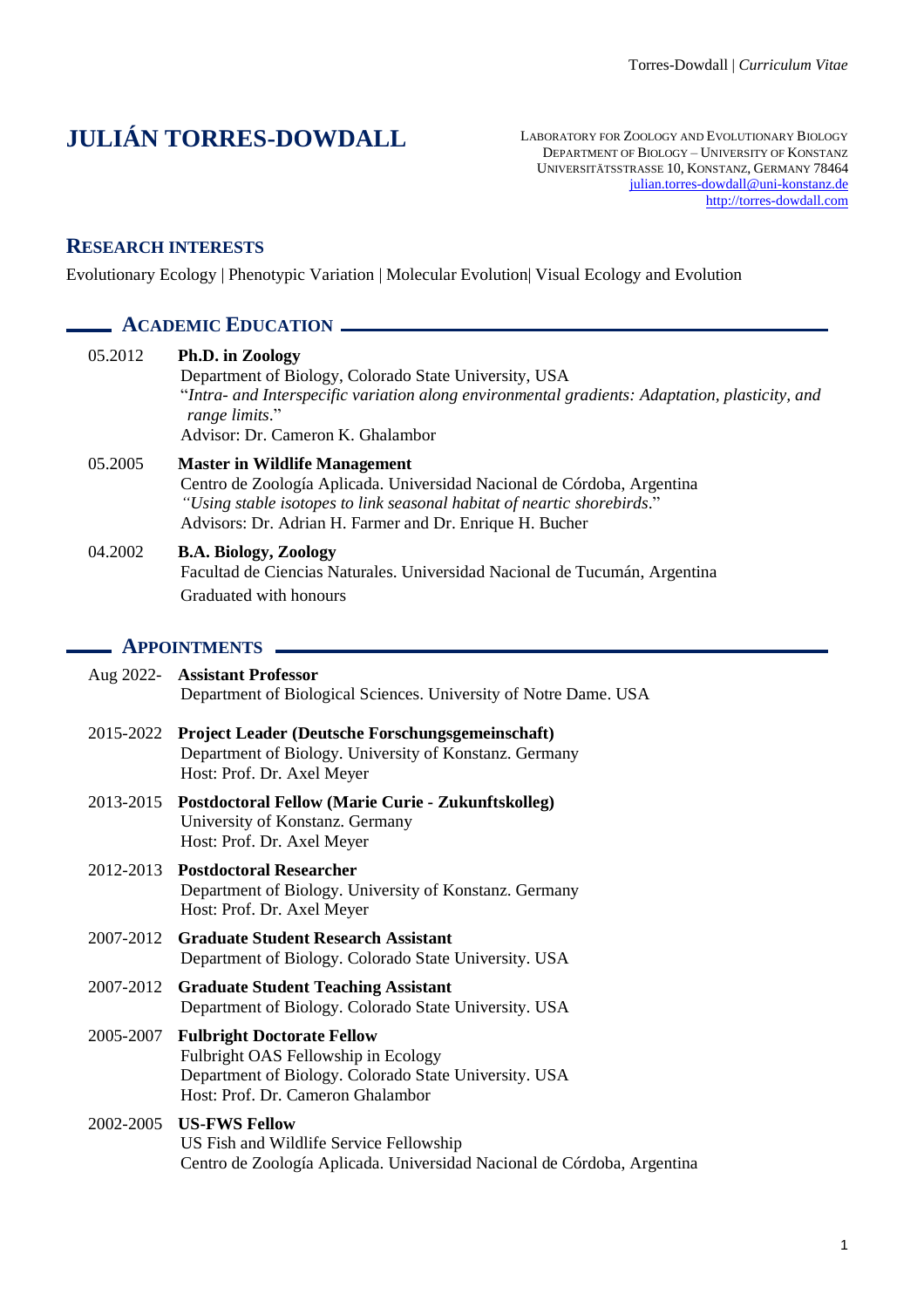# JULIÁN TORRES-DOWDALL

LABORATORY FOR ZOOLOGY AND EVOLUTIONARY BIOLOGY
DEPARTMENT OF BIOLOGY – UNIVERSITY OF KONSTANZ
UNIVERSITÄTSSTRASSE 10, KONSTANZ, GERMANY 78464
julian.torres-dowdall@uni-konstanz.de
http://torres-dowdall.com

## RESEARCH INTERESTS

Evolutionary Ecology | Phenotypic Variation | Molecular Evolution| Visual Ecology and Evolution

## ACADEMIC EDUCATION

05.2012 **Ph.D. in Zoology**
Department of Biology, Colorado State University, USA
"*Intra- and Interspecific variation along environmental gradients: Adaptation, plasticity, and range limits*."
Advisor: Dr. Cameron K. Ghalambor

05.2005 **Master in Wildlife Management**
Centro de Zoología Aplicada. Universidad Nacional de Córdoba, Argentina
*"Using stable isotopes to link seasonal habitat of neartic shorebirds*."
Advisors: Dr. Adrian H. Farmer and Dr. Enrique H. Bucher

04.2002 **B.A. Biology, Zoology**
Facultad de Ciencias Naturales. Universidad Nacional de Tucumán, Argentina
Graduated with honours

## APPOINTMENTS

Aug 2022- **Assistant Professor**
Department of Biological Sciences. University of Notre Dame. USA

2015-2022 **Project Leader (Deutsche Forschungsgemeinschaft)**
Department of Biology. University of Konstanz. Germany
Host: Prof. Dr. Axel Meyer

2013-2015 **Postdoctoral Fellow (Marie Curie - Zukunftskolleg)**
University of Konstanz. Germany
Host: Prof. Dr. Axel Meyer

2012-2013 **Postdoctoral Researcher**
Department of Biology. University of Konstanz. Germany
Host: Prof. Dr. Axel Meyer

2007-2012 **Graduate Student Research Assistant**
Department of Biology. Colorado State University. USA

2007-2012 **Graduate Student Teaching Assistant**
Department of Biology. Colorado State University. USA

2005-2007 **Fulbright Doctorate Fellow**
Fulbright OAS Fellowship in Ecology
Department of Biology. Colorado State University. USA
Host: Prof. Dr. Cameron Ghalambor

2002-2005 **US-FWS Fellow**
US Fish and Wildlife Service Fellowship
Centro de Zoología Aplicada. Universidad Nacional de Córdoba, Argentina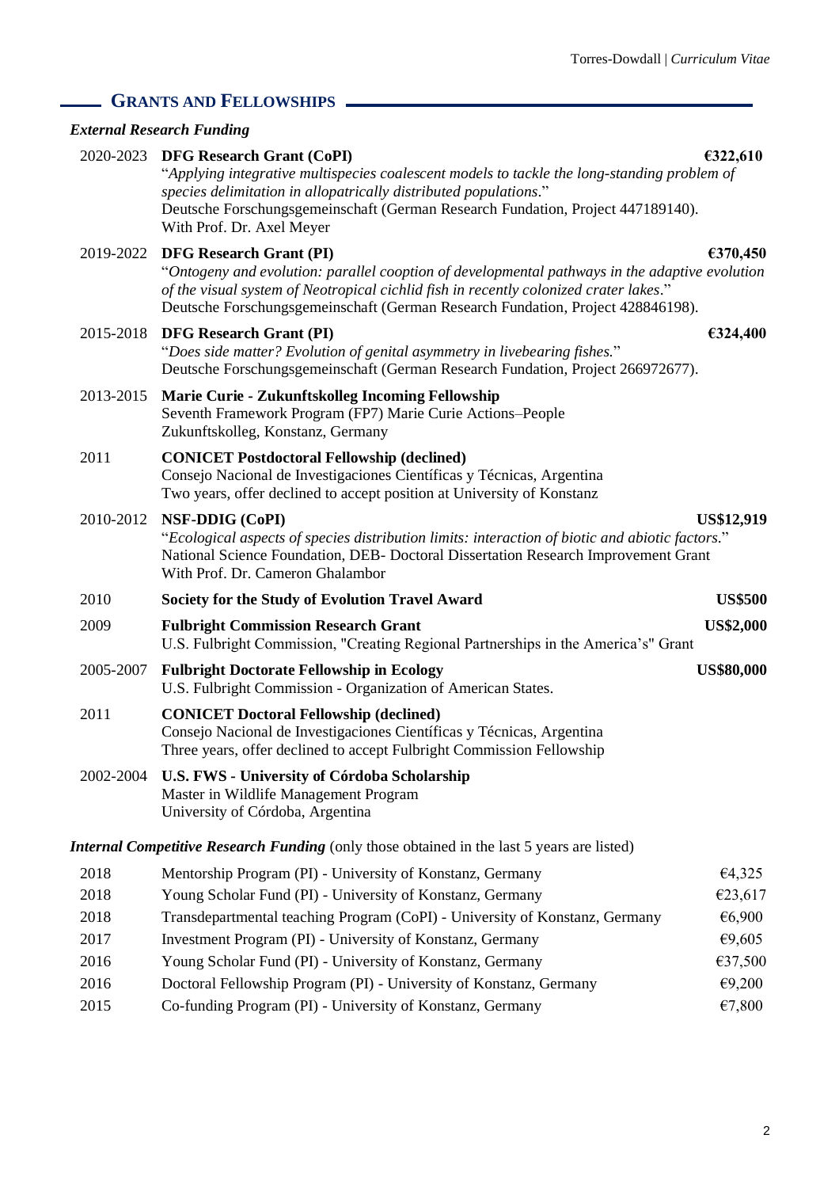## GRANTS AND FELLOWSHIPS

### *External Research Funding*

2020-2023 **DFG Research Grant (CoPI)** **€322,610**
"*Applying integrative multispecies coalescent models to tackle the long-standing problem of species delimitation in allopatrically distributed populations*."
Deutsche Forschungsgemeinschaft (German Research Fundation, Project 447189140).
With Prof. Dr. Axel Meyer

2019-2022 **DFG Research Grant (PI)** **€370,450**
"*Ontogeny and evolution: parallel cooption of developmental pathways in the adaptive evolution of the visual system of Neotropical cichlid fish in recently colonized crater lakes*."
Deutsche Forschungsgemeinschaft (German Research Fundation, Project 428846198).

2015-2018 **DFG Research Grant (PI)** **€324,400**
"*Does side matter? Evolution of genital asymmetry in livebearing fishes.*"
Deutsche Forschungsgemeinschaft (German Research Fundation, Project 266972677).

2013-2015 **Marie Curie - Zukunftskolleg Incoming Fellowship**
Seventh Framework Program (FP7) Marie Curie Actions–People
Zukunftskolleg, Konstanz, Germany

2011 **CONICET Postdoctoral Fellowship (declined)**
Consejo Nacional de Investigaciones Científicas y Técnicas, Argentina
Two years, offer declined to accept position at University of Konstanz

2010-2012 **NSF-DDIG (CoPI)** **US$12,919**
"*Ecological aspects of species distribution limits: interaction of biotic and abiotic factors*."
National Science Foundation, DEB- Doctoral Dissertation Research Improvement Grant
With Prof. Dr. Cameron Ghalambor

2010 **Society for the Study of Evolution Travel Award** **US$500**

2009 **Fulbright Commission Research Grant** **US$2,000**
U.S. Fulbright Commission, "Creating Regional Partnerships in the America's" Grant

2005-2007 **Fulbright Doctorate Fellowship in Ecology** **US$80,000**
U.S. Fulbright Commission - Organization of American States.

2011 **CONICET Doctoral Fellowship (declined)**
Consejo Nacional de Investigaciones Científicas y Técnicas, Argentina
Three years, offer declined to accept Fulbright Commission Fellowship

2002-2004 **U.S. FWS - University of Córdoba Scholarship**
Master in Wildlife Management Program
University of Córdoba, Argentina

### ***Internal Competitive Research Funding*** (only those obtained in the last 5 years are listed)

| Year | Program | Amount |
|---|---|---|
| 2018 | Mentorship Program (PI) - University of Konstanz, Germany | €4,325 |
| 2018 | Young Scholar Fund (PI) - University of Konstanz, Germany | €23,617 |
| 2018 | Transdepartmental teaching Program (CoPI) - University of Konstanz, Germany | €6,900 |
| 2017 | Investment Program (PI) - University of Konstanz, Germany | €9,605 |
| 2016 | Young Scholar Fund (PI) - University of Konstanz, Germany | €37,500 |
| 2016 | Doctoral Fellowship Program (PI) - University of Konstanz, Germany | €9,200 |
| 2015 | Co-funding Program (PI) - University of Konstanz, Germany | €7,800 |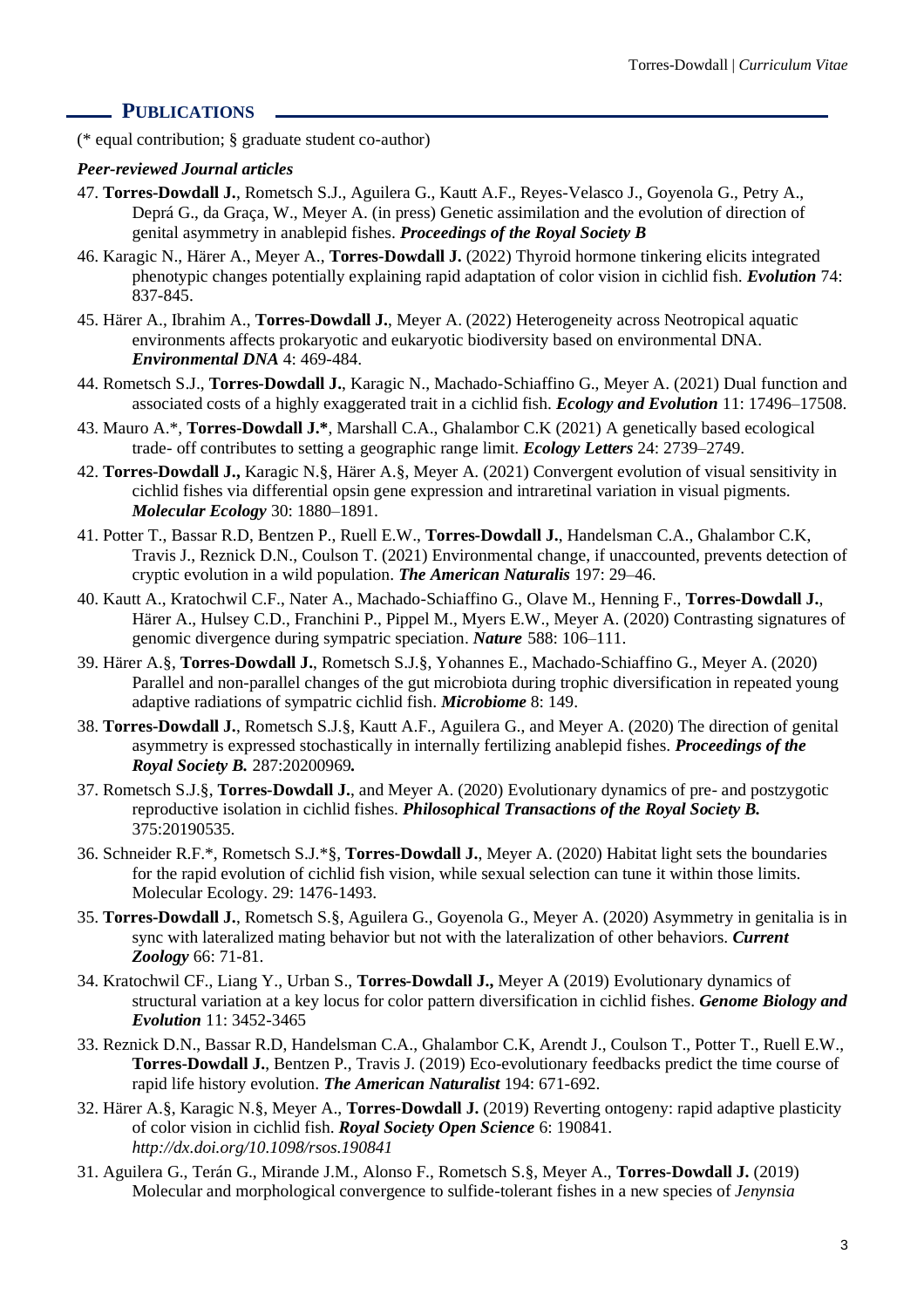## PUBLICATIONS

(* equal contribution; § graduate student co-author)

***Peer-reviewed Journal articles***

47. **Torres-Dowdall J.**, Rometsch S.J., Aguilera G., Kautt A.F., Reyes-Velasco J., Goyenola G., Petry A., Deprá G., da Graça, W., Meyer A. (in press) Genetic assimilation and the evolution of direction of genital asymmetry in anablepid fishes. ***Proceedings of the Royal Society B***
46. Karagic N., Härer A., Meyer A., **Torres-Dowdall J.** (2022) Thyroid hormone tinkering elicits integrated phenotypic changes potentially explaining rapid adaptation of color vision in cichlid fish. ***Evolution*** 74: 837-845.
45. Härer A., Ibrahim A., **Torres-Dowdall J.**, Meyer A. (2022) Heterogeneity across Neotropical aquatic environments affects prokaryotic and eukaryotic biodiversity based on environmental DNA. ***Environmental DNA*** 4: 469-484.
44. Rometsch S.J., **Torres-Dowdall J.**, Karagic N., Machado-Schiaffino G., Meyer A. (2021) Dual function and associated costs of a highly exaggerated trait in a cichlid fish. ***Ecology and Evolution*** 11: 17496–17508.
43. Mauro A.*, **Torres-Dowdall J.***, Marshall C.A., Ghalambor C.K (2021) A genetically based ecological trade- off contributes to setting a geographic range limit. ***Ecology Letters*** 24: 2739–2749.
42. **Torres-Dowdall J.,** Karagic N.§, Härer A.§, Meyer A. (2021) Convergent evolution of visual sensitivity in cichlid fishes via differential opsin gene expression and intraretinal variation in visual pigments. ***Molecular Ecology*** 30: 1880–1891.
41. Potter T., Bassar R.D, Bentzen P., Ruell E.W., **Torres-Dowdall J.**, Handelsman C.A., Ghalambor C.K, Travis J., Reznick D.N., Coulson T. (2021) Environmental change, if unaccounted, prevents detection of cryptic evolution in a wild population. ***The American Naturalis*** 197: 29–46.
40. Kautt A., Kratochwil C.F., Nater A., Machado-Schiaffino G., Olave M., Henning F., **Torres-Dowdall J.**, Härer A., Hulsey C.D., Franchini P., Pippel M., Myers E.W., Meyer A. (2020) Contrasting signatures of genomic divergence during sympatric speciation. ***Nature*** 588: 106–111.
39. Härer A.§, **Torres-Dowdall J.**, Rometsch S.J.§, Yohannes E., Machado-Schiaffino G., Meyer A. (2020) Parallel and non-parallel changes of the gut microbiota during trophic diversification in repeated young adaptive radiations of sympatric cichlid fish. ***Microbiome*** 8: 149.
38. **Torres-Dowdall J.**, Rometsch S.J.§, Kautt A.F., Aguilera G., and Meyer A. (2020) The direction of genital asymmetry is expressed stochastically in internally fertilizing anablepid fishes. ***Proceedings of the Royal Society B.*** 287:20200969***.***
37. Rometsch S.J.§, **Torres-Dowdall J.**, and Meyer A. (2020) Evolutionary dynamics of pre- and postzygotic reproductive isolation in cichlid fishes. ***Philosophical Transactions of the Royal Society B.*** 375:20190535.
36. Schneider R.F.*, Rometsch S.J.*§, **Torres-Dowdall J.**, Meyer A. (2020) Habitat light sets the boundaries for the rapid evolution of cichlid fish vision, while sexual selection can tune it within those limits. Molecular Ecology. 29: 1476-1493.
35. **Torres-Dowdall J.**, Rometsch S.§, Aguilera G., Goyenola G., Meyer A. (2020) Asymmetry in genitalia is in sync with lateralized mating behavior but not with the lateralization of other behaviors. ***Current Zoology*** 66: 71-81.
34. Kratochwil CF., Liang Y., Urban S., **Torres-Dowdall J.,** Meyer A (2019) Evolutionary dynamics of structural variation at a key locus for color pattern diversification in cichlid fishes. ***Genome Biology and Evolution*** 11: 3452-3465
33. Reznick D.N., Bassar R.D, Handelsman C.A., Ghalambor C.K, Arendt J., Coulson T., Potter T., Ruell E.W., **Torres-Dowdall J.**, Bentzen P., Travis J. (2019) Eco-evolutionary feedbacks predict the time course of rapid life history evolution. ***The American Naturalist*** 194: 671-692.
32. Härer A.§, Karagic N.§, Meyer A., **Torres-Dowdall J.** (2019) Reverting ontogeny: rapid adaptive plasticity of color vision in cichlid fish. ***Royal Society Open Science*** 6: 190841. *http://dx.doi.org/10.1098/rsos.190841*
31. Aguilera G., Terán G., Mirande J.M., Alonso F., Rometsch S.§, Meyer A., **Torres-Dowdall J.** (2019) Molecular and morphological convergence to sulfide-tolerant fishes in a new species of *Jenynsia*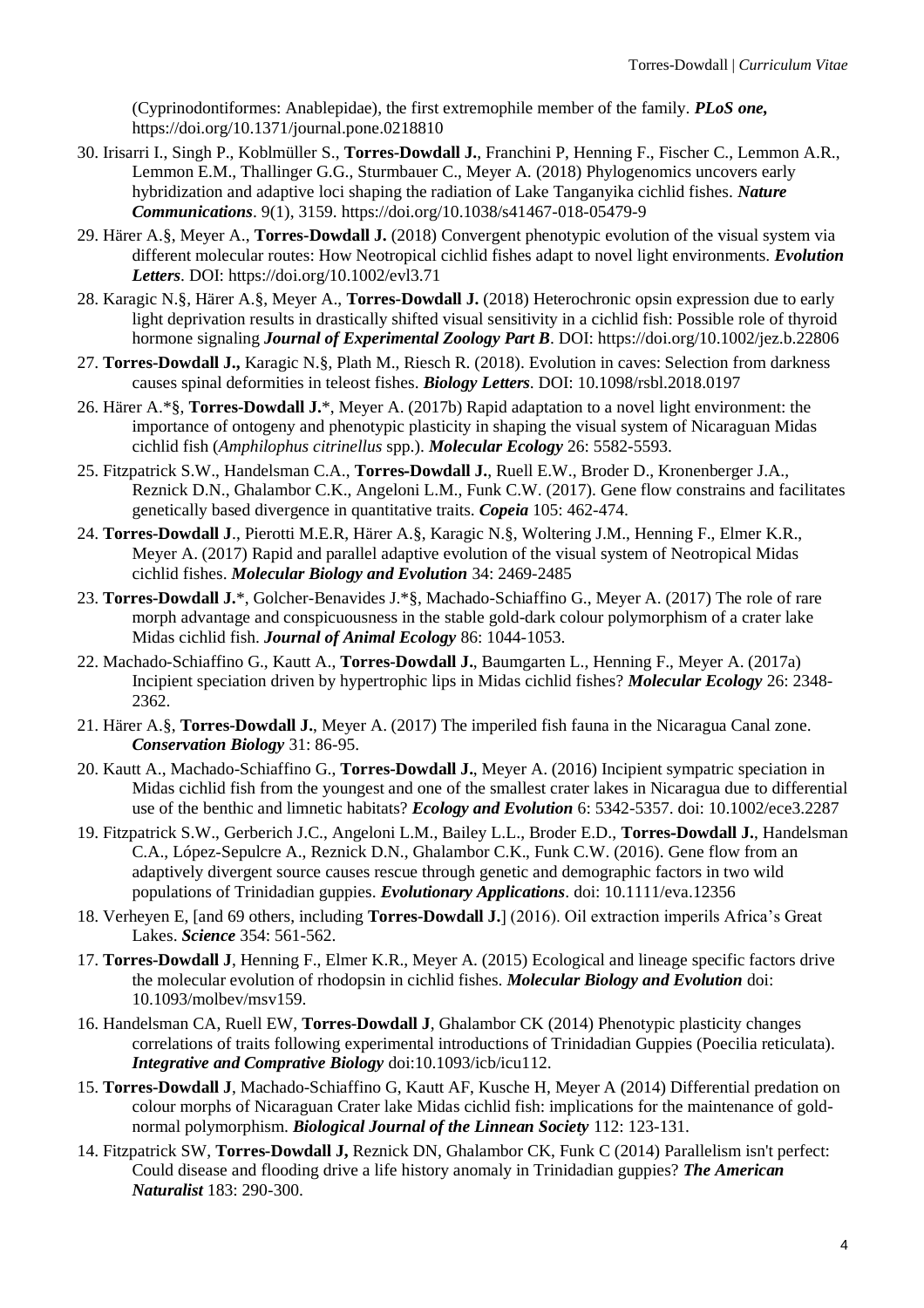(Cyprinodontiformes: Anablepidae), the first extremophile member of the family. ***PLoS one,*** https://doi.org/10.1371/journal.pone.0218810

30. Irisarri I., Singh P., Koblmüller S., **Torres-Dowdall J.**, Franchini P, Henning F., Fischer C., Lemmon A.R., Lemmon E.M., Thallinger G.G., Sturmbauer C., Meyer A. (2018) Phylogenomics uncovers early hybridization and adaptive loci shaping the radiation of Lake Tanganyika cichlid fishes. ***Nature Communications***. 9(1), 3159. https://doi.org/10.1038/s41467-018-05479-9
29. Härer A.§, Meyer A., **Torres-Dowdall J.** (2018) Convergent phenotypic evolution of the visual system via different molecular routes: How Neotropical cichlid fishes adapt to novel light environments. ***Evolution Letters***. DOI: https://doi.org/10.1002/evl3.71
28. Karagic N.§, Härer A.§, Meyer A., **Torres-Dowdall J.** (2018) Heterochronic opsin expression due to early light deprivation results in drastically shifted visual sensitivity in a cichlid fish: Possible role of thyroid hormone signaling ***Journal of Experimental Zoology Part B***. DOI: https://doi.org/10.1002/jez.b.22806
27. **Torres-Dowdall J.,** Karagic N.§, Plath M., Riesch R. (2018). Evolution in caves: Selection from darkness causes spinal deformities in teleost fishes. ***Biology Letters***. DOI: 10.1098/rsbl.2018.0197
26. Härer A.*§, **Torres-Dowdall J.***, Meyer A. (2017b) Rapid adaptation to a novel light environment: the importance of ontogeny and phenotypic plasticity in shaping the visual system of Nicaraguan Midas cichlid fish (*Amphilophus citrinellus* spp.). ***Molecular Ecology*** 26: 5582-5593.
25. Fitzpatrick S.W., Handelsman C.A., **Torres-Dowdall J.**, Ruell E.W., Broder D., Kronenberger J.A., Reznick D.N., Ghalambor C.K., Angeloni L.M., Funk C.W. (2017). Gene flow constrains and facilitates genetically based divergence in quantitative traits. ***Copeia*** 105: 462-474.
24. **Torres-Dowdall J**., Pierotti M.E.R, Härer A.§, Karagic N.§, Woltering J.M., Henning F., Elmer K.R., Meyer A. (2017) Rapid and parallel adaptive evolution of the visual system of Neotropical Midas cichlid fishes. ***Molecular Biology and Evolution*** 34: 2469-2485
23. **Torres-Dowdall J.***, Golcher-Benavides J.*§, Machado-Schiaffino G., Meyer A. (2017) The role of rare morph advantage and conspicuousness in the stable gold-dark colour polymorphism of a crater lake Midas cichlid fish. ***Journal of Animal Ecology*** 86: 1044-1053.
22. Machado-Schiaffino G., Kautt A., **Torres-Dowdall J.**, Baumgarten L., Henning F., Meyer A. (2017a) Incipient speciation driven by hypertrophic lips in Midas cichlid fishes? ***Molecular Ecology*** 26: 2348-2362.
21. Härer A.§, **Torres-Dowdall J.**, Meyer A. (2017) The imperiled fish fauna in the Nicaragua Canal zone. ***Conservation Biology*** 31: 86-95.
20. Kautt A., Machado-Schiaffino G., **Torres-Dowdall J.**, Meyer A. (2016) Incipient sympatric speciation in Midas cichlid fish from the youngest and one of the smallest crater lakes in Nicaragua due to differential use of the benthic and limnetic habitats? ***Ecology and Evolution*** 6: 5342-5357. doi: 10.1002/ece3.2287
19. Fitzpatrick S.W., Gerberich J.C., Angeloni L.M., Bailey L.L., Broder E.D., **Torres-Dowdall J.**, Handelsman C.A., López-Sepulcre A., Reznick D.N., Ghalambor C.K., Funk C.W. (2016). Gene flow from an adaptively divergent source causes rescue through genetic and demographic factors in two wild populations of Trinidadian guppies. ***Evolutionary Applications***. doi: 10.1111/eva.12356
18. Verheyen E, [and 69 others, including **Torres-Dowdall J.**] (2016). Oil extraction imperils Africa's Great Lakes. ***Science*** 354: 561-562.
17. **Torres-Dowdall J**, Henning F., Elmer K.R., Meyer A. (2015) Ecological and lineage specific factors drive the molecular evolution of rhodopsin in cichlid fishes. ***Molecular Biology and Evolution*** doi: 10.1093/molbev/msv159.
16. Handelsman CA, Ruell EW, **Torres-Dowdall J**, Ghalambor CK (2014) Phenotypic plasticity changes correlations of traits following experimental introductions of Trinidadian Guppies (Poecilia reticulata). ***Integrative and Comprative Biology*** doi:10.1093/icb/icu112.
15. **Torres-Dowdall J**, Machado-Schiaffino G, Kautt AF, Kusche H, Meyer A (2014) Differential predation on colour morphs of Nicaraguan Crater lake Midas cichlid fish: implications for the maintenance of gold-normal polymorphism. ***Biological Journal of the Linnean Society*** 112: 123-131.
14. Fitzpatrick SW, **Torres-Dowdall J,** Reznick DN, Ghalambor CK, Funk C (2014) Parallelism isn't perfect: Could disease and flooding drive a life history anomaly in Trinidadian guppies? ***The American Naturalist*** 183: 290-300.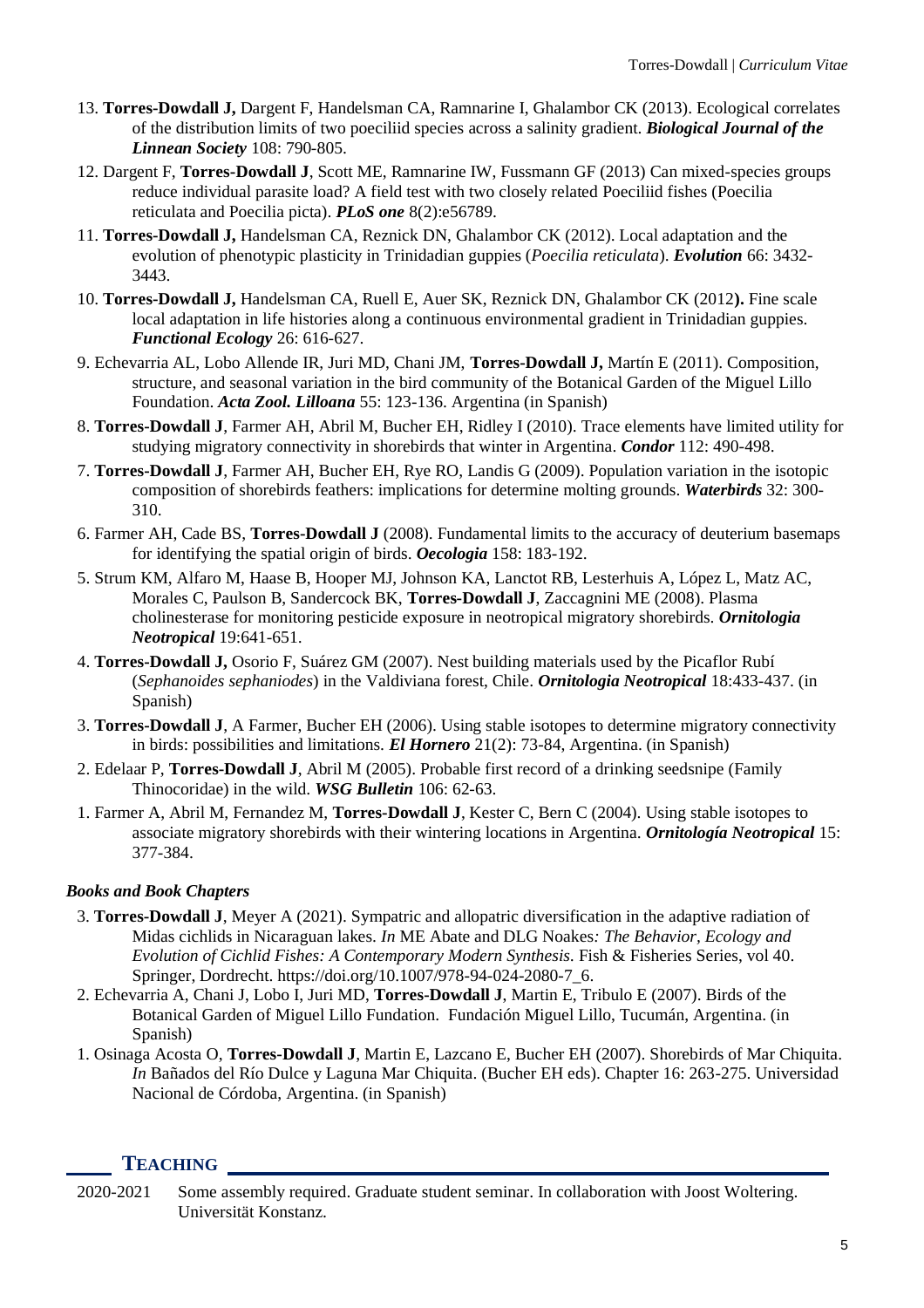13. **Torres-Dowdall J,** Dargent F, Handelsman CA, Ramnarine I, Ghalambor CK (2013). Ecological correlates of the distribution limits of two poeciliid species across a salinity gradient. ***Biological Journal of the Linnean Society*** 108: 790-805.

12. Dargent F, **Torres-Dowdall J**, Scott ME, Ramnarine IW, Fussmann GF (2013) Can mixed-species groups reduce individual parasite load? A field test with two closely related Poeciliid fishes (Poecilia reticulata and Poecilia picta). ***PLoS one*** 8(2):e56789.

11. **Torres-Dowdall J,** Handelsman CA, Reznick DN, Ghalambor CK (2012). Local adaptation and the evolution of phenotypic plasticity in Trinidadian guppies (*Poecilia reticulata*). ***Evolution*** 66: 3432-3443.

10. **Torres-Dowdall J,** Handelsman CA, Ruell E, Auer SK, Reznick DN, Ghalambor CK (2012**).** Fine scale local adaptation in life histories along a continuous environmental gradient in Trinidadian guppies. ***Functional Ecology*** 26: 616-627.

9. Echevarria AL, Lobo Allende IR, Juri MD, Chani JM, **Torres-Dowdall J,** Martín E (2011). Composition, structure, and seasonal variation in the bird community of the Botanical Garden of the Miguel Lillo Foundation. ***Acta Zool. Lilloana*** 55: 123-136. Argentina (in Spanish)

8. **Torres-Dowdall J**, Farmer AH, Abril M, Bucher EH, Ridley I (2010). Trace elements have limited utility for studying migratory connectivity in shorebirds that winter in Argentina. ***Condor*** 112: 490-498.

7. **Torres-Dowdall J**, Farmer AH, Bucher EH, Rye RO, Landis G (2009). Population variation in the isotopic composition of shorebirds feathers: implications for determine molting grounds. ***Waterbirds*** 32: 300-310.

6. Farmer AH, Cade BS, **Torres-Dowdall J** (2008). Fundamental limits to the accuracy of deuterium basemaps for identifying the spatial origin of birds. ***Oecologia*** 158: 183-192.

5. Strum KM, Alfaro M, Haase B, Hooper MJ, Johnson KA, Lanctot RB, Lesterhuis A, López L, Matz AC, Morales C, Paulson B, Sandercock BK, **Torres-Dowdall J**, Zaccagnini ME (2008). Plasma cholinesterase for monitoring pesticide exposure in neotropical migratory shorebirds. ***Ornitologia Neotropical*** 19:641-651.

4. **Torres-Dowdall J,** Osorio F, Suárez GM (2007). Nest building materials used by the Picaflor Rubí (*Sephanoides sephaniodes*) in the Valdiviana forest, Chile. ***Ornitologia Neotropical*** 18:433-437. (in Spanish)

3. **Torres-Dowdall J**, A Farmer, Bucher EH (2006). Using stable isotopes to determine migratory connectivity in birds: possibilities and limitations. ***El Hornero*** 21(2): 73-84, Argentina. (in Spanish)

2. Edelaar P, **Torres-Dowdall J**, Abril M (2005). Probable first record of a drinking seedsnipe (Family Thinocoridae) in the wild. ***WSG Bulletin*** 106: 62-63.

1. Farmer A, Abril M, Fernandez M, **Torres-Dowdall J**, Kester C, Bern C (2004). Using stable isotopes to associate migratory shorebirds with their wintering locations in Argentina. ***Ornitología Neotropical*** 15: 377-384.

### *Books and Book Chapters*

3. **Torres-Dowdall J**, Meyer A (2021). Sympatric and allopatric diversification in the adaptive radiation of Midas cichlids in Nicaraguan lakes. *In* ME Abate and DLG Noakes*: The Behavior, Ecology and Evolution of Cichlid Fishes: A Contemporary Modern Synthesis*. Fish & Fisheries Series, vol 40. Springer, Dordrecht. https://doi.org/10.1007/978-94-024-2080-7_6.

2. Echevarria A, Chani J, Lobo I, Juri MD, **Torres-Dowdall J**, Martin E, Tribulo E (2007). Birds of the Botanical Garden of Miguel Lillo Fundation. Fundación Miguel Lillo, Tucumán, Argentina. (in Spanish)

1. Osinaga Acosta O, **Torres-Dowdall J**, Martin E, Lazcano E, Bucher EH (2007). Shorebirds of Mar Chiquita. *In* Bañados del Río Dulce y Laguna Mar Chiquita. (Bucher EH eds). Chapter 16: 263-275. Universidad Nacional de Córdoba, Argentina. (in Spanish)

## TEACHING

2020-2021 Some assembly required. Graduate student seminar. In collaboration with Joost Woltering. Universität Konstanz.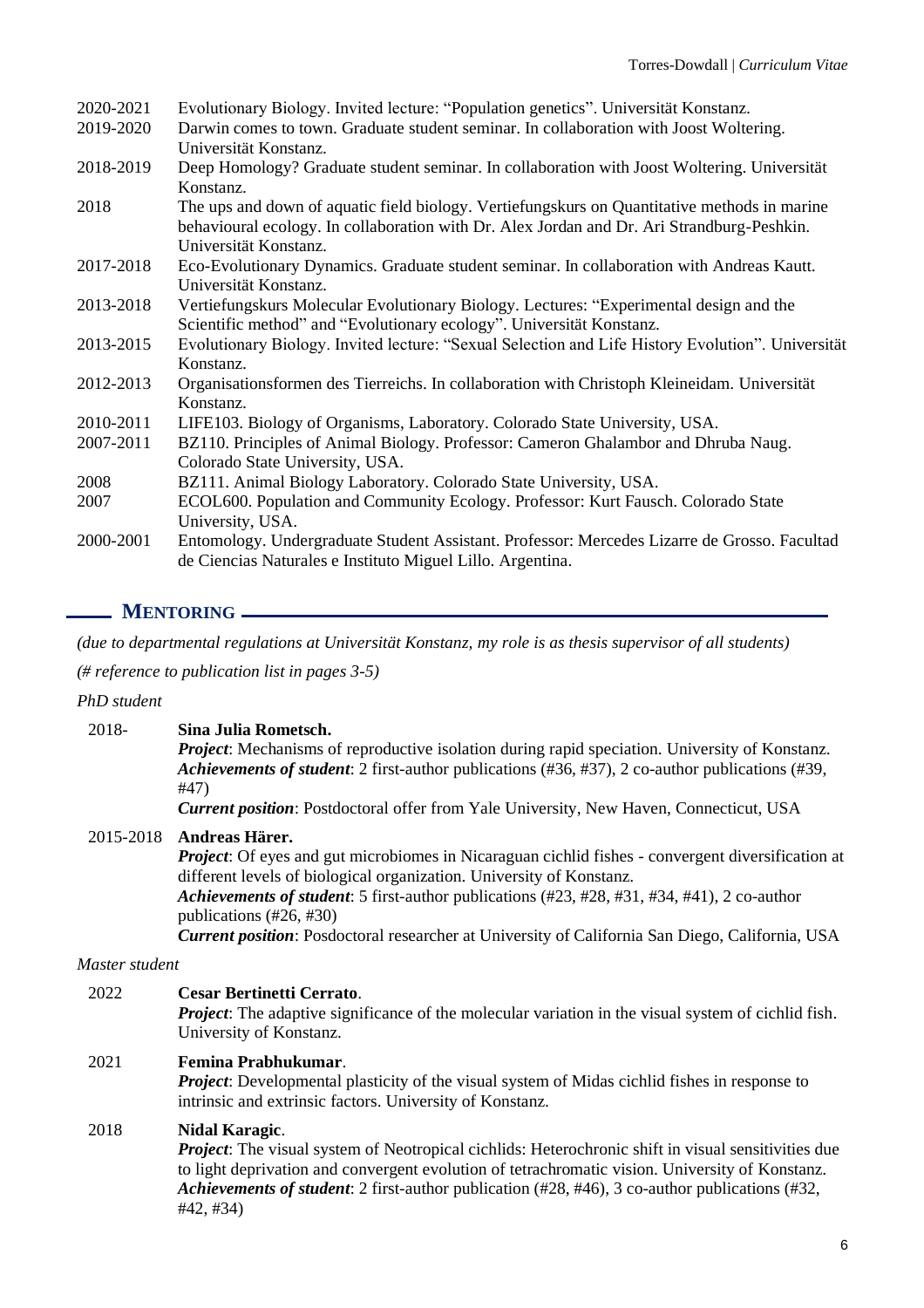2020-2021 Evolutionary Biology. Invited lecture: "Population genetics". Universität Konstanz.

2019-2020 Darwin comes to town. Graduate student seminar. In collaboration with Joost Woltering. Universität Konstanz.

2018-2019 Deep Homology? Graduate student seminar. In collaboration with Joost Woltering. Universität Konstanz.

2018 The ups and down of aquatic field biology. Vertiefungskurs on Quantitative methods in marine behavioural ecology. In collaboration with Dr. Alex Jordan and Dr. Ari Strandburg-Peshkin. Universität Konstanz.

2017-2018 Eco-Evolutionary Dynamics. Graduate student seminar. In collaboration with Andreas Kautt. Universität Konstanz.

2013-2018 Vertiefungskurs Molecular Evolutionary Biology. Lectures: "Experimental design and the Scientific method" and "Evolutionary ecology". Universität Konstanz.

2013-2015 Evolutionary Biology. Invited lecture: "Sexual Selection and Life History Evolution". Universität Konstanz.

2012-2013 Organisationsformen des Tierreichs. In collaboration with Christoph Kleineidam. Universität Konstanz.

2010-2011 LIFE103. Biology of Organisms, Laboratory. Colorado State University, USA.

2007-2011 BZ110. Principles of Animal Biology. Professor: Cameron Ghalambor and Dhruba Naug. Colorado State University, USA.

2008 BZ111. Animal Biology Laboratory. Colorado State University, USA.

2007 ECOL600. Population and Community Ecology. Professor: Kurt Fausch. Colorado State University, USA.

2000-2001 Entomology. Undergraduate Student Assistant. Professor: Mercedes Lizarre de Grosso. Facultad de Ciencias Naturales e Instituto Miguel Lillo. Argentina.

## MENTORING

*(due to departmental regulations at Universität Konstanz, my role is as thesis supervisor of all students)*

*(# reference to publication list in pages 3-5)*

*PhD student*

2018- **Sina Julia Rometsch.**
***Project***: Mechanisms of reproductive isolation during rapid speciation. University of Konstanz.
***Achievements of student***: 2 first-author publications (#36, #37), 2 co-author publications (#39, #47)
***Current position***: Postdoctoral offer from Yale University, New Haven, Connecticut, USA

2015-2018 **Andreas Härer.**
***Project***: Of eyes and gut microbiomes in Nicaraguan cichlid fishes - convergent diversification at different levels of biological organization. University of Konstanz.
***Achievements of student***: 5 first-author publications (#23, #28, #31, #34, #41), 2 co-author publications (#26, #30)
***Current position***: Posdoctoral researcher at University of California San Diego, California, USA

*Master student*

2022 **Cesar Bertinetti Cerrato**.
***Project***: The adaptive significance of the molecular variation in the visual system of cichlid fish. University of Konstanz.

2021 **Femina Prabhukumar**.
***Project***: Developmental plasticity of the visual system of Midas cichlid fishes in response to intrinsic and extrinsic factors. University of Konstanz.

2018 **Nidal Karagic**.
***Project***: The visual system of Neotropical cichlids: Heterochronic shift in visual sensitivities due to light deprivation and convergent evolution of tetrachromatic vision. University of Konstanz.
***Achievements of student***: 2 first-author publication (#28, #46), 3 co-author publications (#32, #42, #34)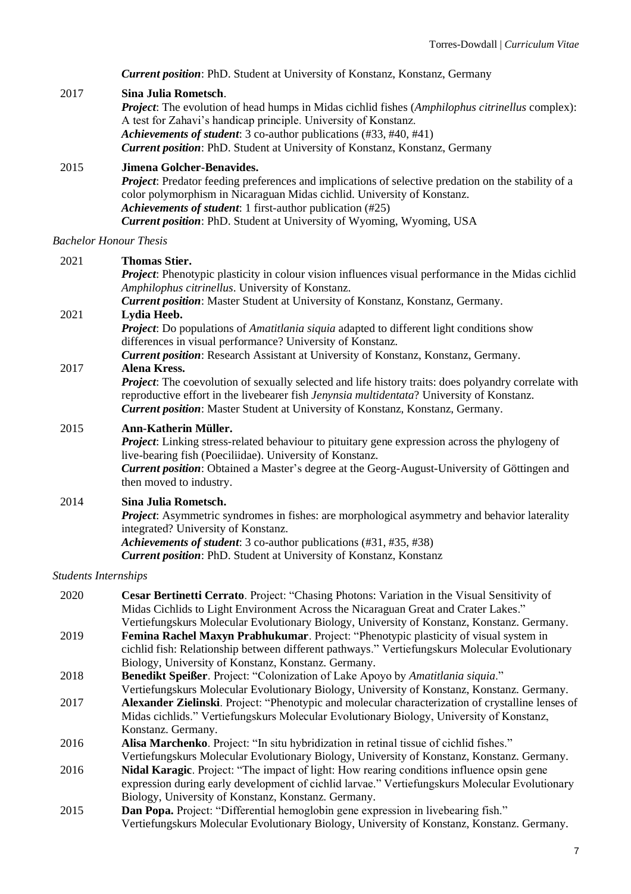***Current position***: PhD. Student at University of Konstanz, Konstanz, Germany

2017 **Sina Julia Rometsch**.
***Project***: The evolution of head humps in Midas cichlid fishes (*Amphilophus citrinellus* complex): A test for Zahavi's handicap principle. University of Konstanz.
***Achievements of student***: 3 co-author publications (#33, #40, #41)
***Current position***: PhD. Student at University of Konstanz, Konstanz, Germany

2015 **Jimena Golcher-Benavides.**
***Project***: Predator feeding preferences and implications of selective predation on the stability of a color polymorphism in Nicaraguan Midas cichlid. University of Konstanz.
***Achievements of student***: 1 first-author publication (#25)
***Current position***: PhD. Student at University of Wyoming, Wyoming, USA

*Bachelor Honour Thesis*

2021 **Thomas Stier.**
***Project***: Phenotypic plasticity in colour vision influences visual performance in the Midas cichlid *Amphilophus citrinellus*. University of Konstanz.
***Current position***: Master Student at University of Konstanz, Konstanz, Germany.

2021 **Lydia Heeb.**
***Project***: Do populations of *Amatitlania siquia* adapted to different light conditions show differences in visual performance? University of Konstanz.
***Current position***: Research Assistant at University of Konstanz, Konstanz, Germany.

2017 **Alena Kress.**
***Project***: The coevolution of sexually selected and life history traits: does polyandry correlate with reproductive effort in the livebearer fish *Jenynsia multidentata*? University of Konstanz.
***Current position***: Master Student at University of Konstanz, Konstanz, Germany.

2015 **Ann-Katherin Müller.**
***Project***: Linking stress-related behaviour to pituitary gene expression across the phylogeny of live-bearing fish (Poeciliidae). University of Konstanz.
***Current position***: Obtained a Master's degree at the Georg-August-University of Göttingen and then moved to industry.

2014 **Sina Julia Rometsch.**
***Project***: Asymmetric syndromes in fishes: are morphological asymmetry and behavior laterality integrated? University of Konstanz.
***Achievements of student***: 3 co-author publications (#31, #35, #38)
***Current position***: PhD. Student at University of Konstanz, Konstanz

*Students Internships*

2020 **Cesar Bertinetti Cerrato**. Project: "Chasing Photons: Variation in the Visual Sensitivity of Midas Cichlids to Light Environment Across the Nicaraguan Great and Crater Lakes." Vertiefungskurs Molecular Evolutionary Biology, University of Konstanz, Konstanz. Germany.

2019 **Femina Rachel Maxyn Prabhukumar**. Project: "Phenotypic plasticity of visual system in cichlid fish: Relationship between different pathways." Vertiefungskurs Molecular Evolutionary Biology, University of Konstanz, Konstanz. Germany.

2018 **Benedikt Speißer**. Project: "Colonization of Lake Apoyo by *Amatitlania siquia*." Vertiefungskurs Molecular Evolutionary Biology, University of Konstanz, Konstanz. Germany.

2017 **Alexander Zielinski**. Project: "Phenotypic and molecular characterization of crystalline lenses of Midas cichlids." Vertiefungskurs Molecular Evolutionary Biology, University of Konstanz, Konstanz. Germany.

2016 **Alisa Marchenko**. Project: "In situ hybridization in retinal tissue of cichlid fishes." Vertiefungskurs Molecular Evolutionary Biology, University of Konstanz, Konstanz. Germany.

2016 **Nidal Karagic**. Project: "The impact of light: How rearing conditions influence opsin gene expression during early development of cichlid larvae." Vertiefungskurs Molecular Evolutionary Biology, University of Konstanz, Konstanz. Germany.

2015 **Dan Popa.** Project: "Differential hemoglobin gene expression in livebearing fish." Vertiefungskurs Molecular Evolutionary Biology, University of Konstanz, Konstanz. Germany.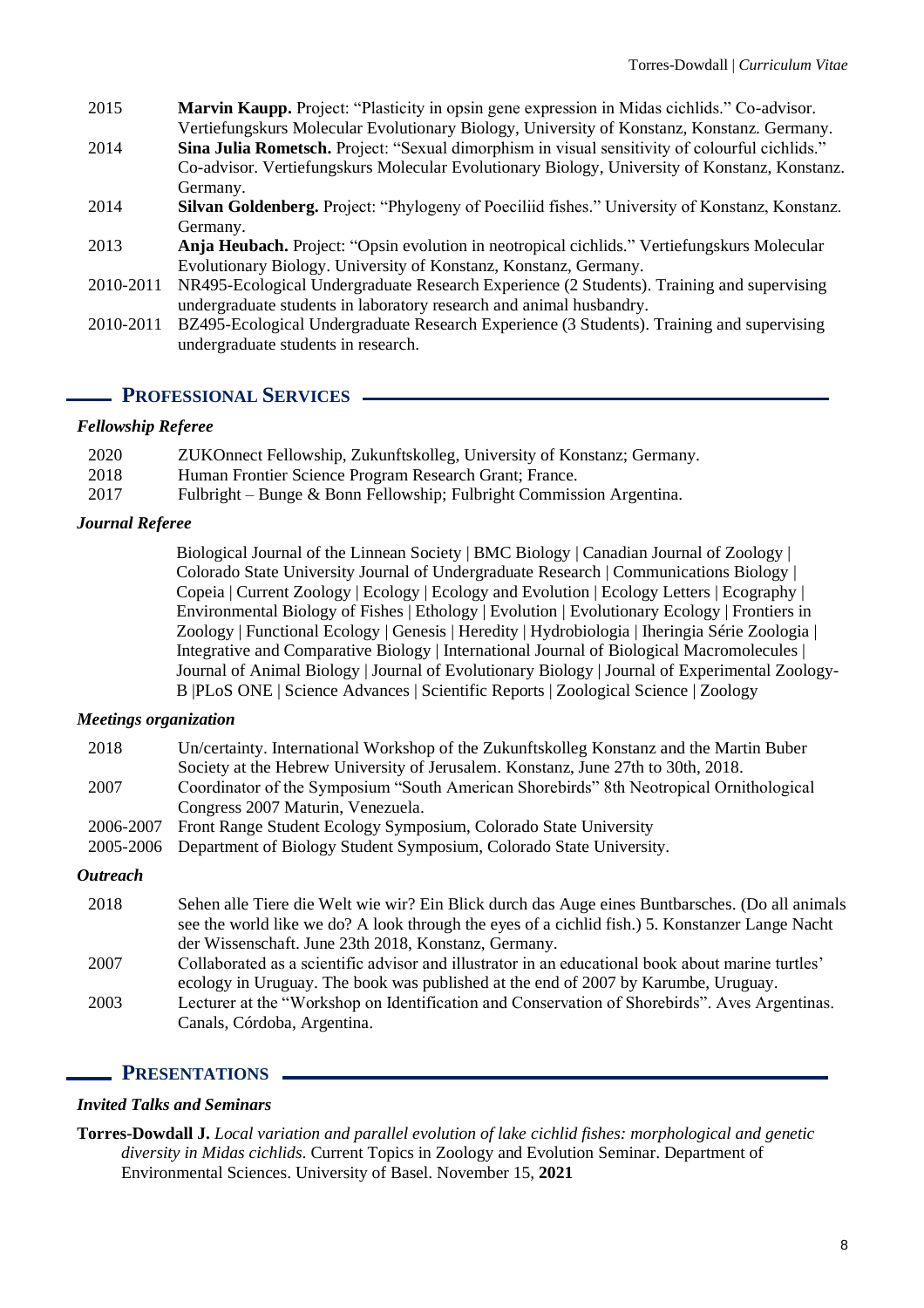2015 **Marvin Kaupp.** Project: "Plasticity in opsin gene expression in Midas cichlids." Co-advisor. Vertiefungskurs Molecular Evolutionary Biology, University of Konstanz, Konstanz. Germany.

2014 **Sina Julia Rometsch.** Project: "Sexual dimorphism in visual sensitivity of colourful cichlids." Co-advisor. Vertiefungskurs Molecular Evolutionary Biology, University of Konstanz, Konstanz. Germany.

2014 **Silvan Goldenberg.** Project: "Phylogeny of Poeciliid fishes." University of Konstanz, Konstanz. Germany.

2013 **Anja Heubach.** Project: "Opsin evolution in neotropical cichlids." Vertiefungskurs Molecular Evolutionary Biology. University of Konstanz, Konstanz, Germany.

2010-2011 NR495-Ecological Undergraduate Research Experience (2 Students). Training and supervising undergraduate students in laboratory research and animal husbandry.

2010-2011 BZ495-Ecological Undergraduate Research Experience (3 Students). Training and supervising undergraduate students in research.

## PROFESSIONAL SERVICES

### *Fellowship Referee*

2020 ZUKOnnect Fellowship, Zukunftskolleg, University of Konstanz; Germany.

2018 Human Frontier Science Program Research Grant; France.

2017 Fulbright – Bunge & Bonn Fellowship; Fulbright Commission Argentina.

### *Journal Referee*

Biological Journal of the Linnean Society | BMC Biology | Canadian Journal of Zoology | Colorado State University Journal of Undergraduate Research | Communications Biology | Copeia | Current Zoology | Ecology | Ecology and Evolution | Ecology Letters | Ecography | Environmental Biology of Fishes | Ethology | Evolution | Evolutionary Ecology | Frontiers in Zoology | Functional Ecology | Genesis | Heredity | Hydrobiologia | Iheringia Série Zoologia | Integrative and Comparative Biology | International Journal of Biological Macromolecules | Journal of Animal Biology | Journal of Evolutionary Biology | Journal of Experimental Zoology-B |PLoS ONE | Science Advances | Scientific Reports | Zoological Science | Zoology

### *Meetings organization*

2018 Un/certainty. International Workshop of the Zukunftskolleg Konstanz and the Martin Buber Society at the Hebrew University of Jerusalem. Konstanz, June 27th to 30th, 2018.

2007 Coordinator of the Symposium "South American Shorebirds" 8th Neotropical Ornithological Congress 2007 Maturin, Venezuela.

2006-2007 Front Range Student Ecology Symposium, Colorado State University

2005-2006 Department of Biology Student Symposium, Colorado State University.

### *Outreach*

2018 Sehen alle Tiere die Welt wie wir? Ein Blick durch das Auge eines Buntbarsches. (Do all animals see the world like we do? A look through the eyes of a cichlid fish.) 5. Konstanzer Lange Nacht der Wissenschaft. June 23th 2018, Konstanz, Germany.

2007 Collaborated as a scientific advisor and illustrator in an educational book about marine turtles' ecology in Uruguay. The book was published at the end of 2007 by Karumbe, Uruguay.

2003 Lecturer at the "Workshop on Identification and Conservation of Shorebirds". Aves Argentinas. Canals, Córdoba, Argentina.

## PRESENTATIONS

### *Invited Talks and Seminars*

**Torres-Dowdall J.** *Local variation and parallel evolution of lake cichlid fishes: morphological and genetic diversity in Midas cichlids*. Current Topics in Zoology and Evolution Seminar. Department of Environmental Sciences. University of Basel. November 15, **2021**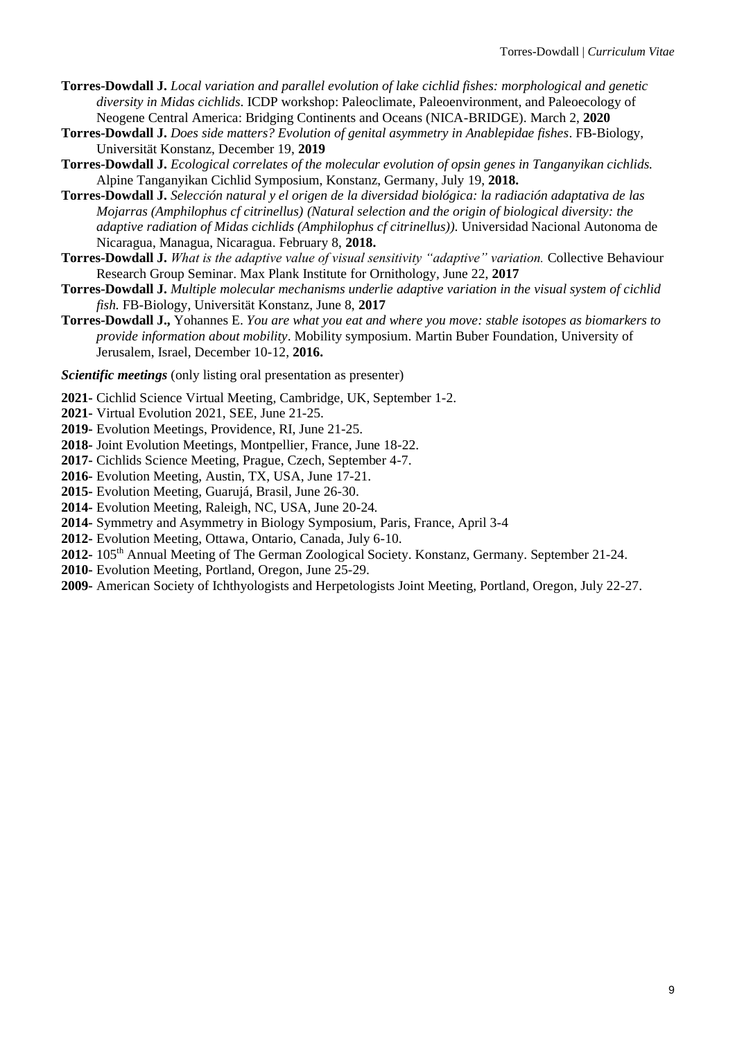**Torres-Dowdall J.** *Local variation and parallel evolution of lake cichlid fishes: morphological and genetic diversity in Midas cichlids*. ICDP workshop: Paleoclimate, Paleoenvironment, and Paleoecology of Neogene Central America: Bridging Continents and Oceans (NICA-BRIDGE). March 2, **2020**

**Torres-Dowdall J.** *Does side matters? Evolution of genital asymmetry in Anablepidae fishes*. FB-Biology, Universität Konstanz, December 19, **2019**

**Torres-Dowdall J.** *Ecological correlates of the molecular evolution of opsin genes in Tanganyikan cichlids.* Alpine Tanganyikan Cichlid Symposium, Konstanz, Germany, July 19, **2018.**

**Torres-Dowdall J.** *Selección natural y el origen de la diversidad biológica: la radiación adaptativa de las Mojarras (Amphilophus cf citrinellus) (Natural selection and the origin of biological diversity: the adaptive radiation of Midas cichlids (Amphilophus cf citrinellus)).* Universidad Nacional Autonoma de Nicaragua, Managua, Nicaragua. February 8, **2018.**

**Torres-Dowdall J.** *What is the adaptive value of visual sensitivity "adaptive" variation.* Collective Behaviour Research Group Seminar. Max Plank Institute for Ornithology, June 22, **2017**

**Torres-Dowdall J.** *Multiple molecular mechanisms underlie adaptive variation in the visual system of cichlid fish.* FB-Biology, Universität Konstanz, June 8, **2017**

**Torres-Dowdall J.,** Yohannes E. *You are what you eat and where you move: stable isotopes as biomarkers to provide information about mobility*. Mobility symposium. Martin Buber Foundation, University of Jerusalem, Israel, December 10-12, **2016.**

***Scientific meetings*** (only listing oral presentation as presenter)

**2021-** Cichlid Science Virtual Meeting, Cambridge, UK, September 1-2.
**2021-** Virtual Evolution 2021, SEE, June 21-25.
**2019-** Evolution Meetings, Providence, RI, June 21-25.
**2018-** Joint Evolution Meetings, Montpellier, France, June 18-22.
**2017-** Cichlids Science Meeting, Prague, Czech, September 4-7.
**2016-** Evolution Meeting, Austin, TX, USA, June 17-21.
**2015-** Evolution Meeting, Guarujá, Brasil, June 26-30.
**2014-** Evolution Meeting, Raleigh, NC, USA, June 20-24.
**2014-** Symmetry and Asymmetry in Biology Symposium, Paris, France, April 3-4
**2012-** Evolution Meeting, Ottawa, Ontario, Canada, July 6-10.
**2012-** 105th Annual Meeting of The German Zoological Society. Konstanz, Germany. September 21-24.
**2010-** Evolution Meeting, Portland, Oregon, June 25-29.
**2009-** American Society of Ichthyologists and Herpetologists Joint Meeting, Portland, Oregon, July 22-27.